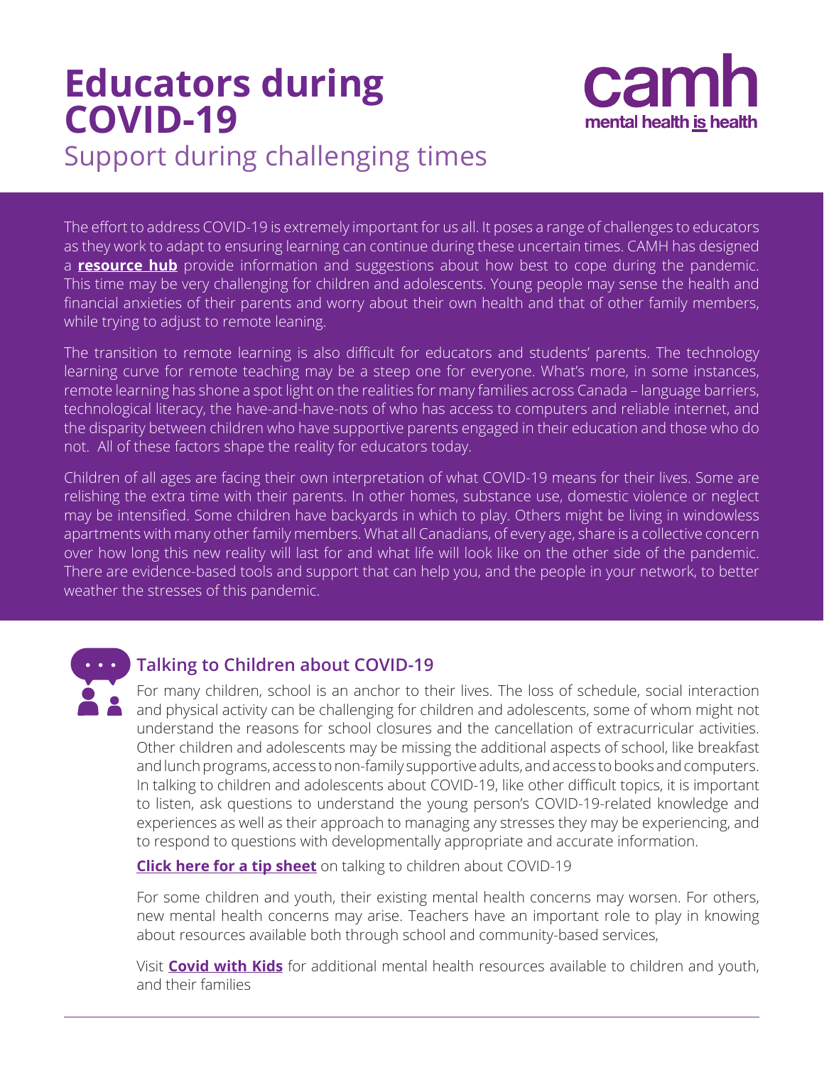# Educators during COVID-19

## Support during challenging times

camh
mental health **is** health

The effort to address COVID-19 is extremely important for us all. It poses a range of challenges to educators as they work to adapt to ensuring learning can continue during these uncertain times. CAMH has designed a **resource hub** provide information and suggestions about how best to cope during the pandemic. This time may be very challenging for children and adolescents. Young people may sense the health and financial anxieties of their parents and worry about their own health and that of other family members, while trying to adjust to remote leaning.

The transition to remote learning is also difficult for educators and students' parents. The technology learning curve for remote teaching may be a steep one for everyone. What's more, in some instances, remote learning has shone a spot light on the realities for many families across Canada – language barriers, technological literacy, the have-and-have-nots of who has access to computers and reliable internet, and the disparity between children who have supportive parents engaged in their education and those who do not. All of these factors shape the reality for educators today.

Children of all ages are facing their own interpretation of what COVID-19 means for their lives. Some are relishing the extra time with their parents. In other homes, substance use, domestic violence or neglect may be intensified. Some children have backyards in which to play. Others might be living in windowless apartments with many other family members. What all Canadians, of every age, share is a collective concern over how long this new reality will last for and what life will look like on the other side of the pandemic. There are evidence-based tools and support that can help you, and the people in your network, to better weather the stresses of this pandemic.

### Talking to Children about COVID-19

For many children, school is an anchor to their lives. The loss of schedule, social interaction and physical activity can be challenging for children and adolescents, some of whom might not understand the reasons for school closures and the cancellation of extracurricular activities. Other children and adolescents may be missing the additional aspects of school, like breakfast and lunch programs, access to non-family supportive adults, and access to books and computers. In talking to children and adolescents about COVID-19, like other difficult topics, it is important to listen, ask questions to understand the young person's COVID-19-related knowledge and experiences as well as their approach to managing any stresses they may be experiencing, and to respond to questions with developmentally appropriate and accurate information.

**Click here for a tip sheet** on talking to children about COVID-19

For some children and youth, their existing mental health concerns may worsen. For others, new mental health concerns may arise. Teachers have an important role to play in knowing about resources available both through school and community-based services,

Visit **Covid with Kids** for additional mental health resources available to children and youth, and their families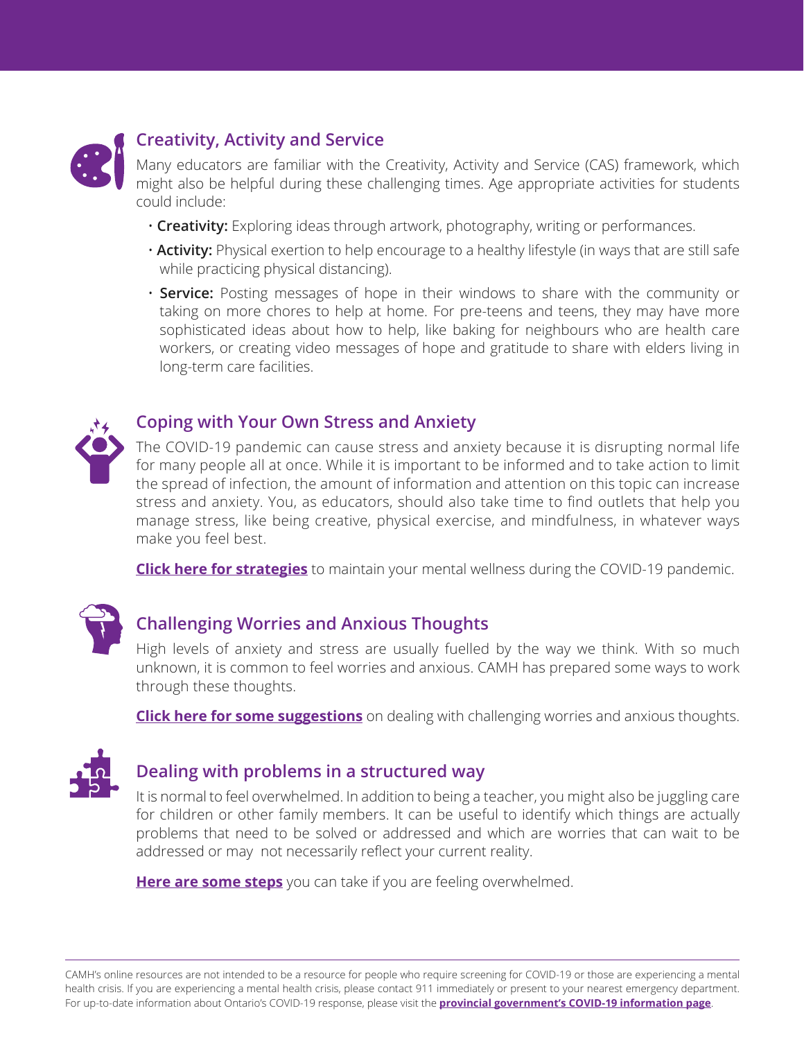## Creativity, Activity and Service

Many educators are familiar with the Creativity, Activity and Service (CAS) framework, which might also be helpful during these challenging times. Age appropriate activities for students could include:

- **Creativity:** Exploring ideas through artwork, photography, writing or performances.
- **Activity:** Physical exertion to help encourage to a healthy lifestyle (in ways that are still safe while practicing physical distancing).
- **Service:** Posting messages of hope in their windows to share with the community or taking on more chores to help at home. For pre-teens and teens, they may have more sophisticated ideas about how to help, like baking for neighbours who are health care workers, or creating video messages of hope and gratitude to share with elders living in long-term care facilities.

## Coping with Your Own Stress and Anxiety

The COVID-19 pandemic can cause stress and anxiety because it is disrupting normal life for many people all at once. While it is important to be informed and to take action to limit the spread of infection, the amount of information and attention on this topic can increase stress and anxiety. You, as educators, should also take time to find outlets that help you manage stress, like being creative, physical exercise, and mindfulness, in whatever ways make you feel best.

**Click here for strategies** to maintain your mental wellness during the COVID-19 pandemic.

## Challenging Worries and Anxious Thoughts

High levels of anxiety and stress are usually fuelled by the way we think. With so much unknown, it is common to feel worries and anxious. CAMH has prepared some ways to work through these thoughts.

**Click here for some suggestions** on dealing with challenging worries and anxious thoughts.

## Dealing with problems in a structured way

It is normal to feel overwhelmed. In addition to being a teacher, you might also be juggling care for children or other family members. It can be useful to identify which things are actually problems that need to be solved or addressed and which are worries that can wait to be addressed or may not necessarily reflect your current reality.

**Here are some steps** you can take if you are feeling overwhelmed.

---

CAMH's online resources are not intended to be a resource for people who require screening for COVID-19 or those are experiencing a mental health crisis. If you are experiencing a mental health crisis, please contact 911 immediately or present to your nearest emergency department. For up-to-date information about Ontario's COVID-19 response, please visit the **provincial government's COVID-19 information page**.